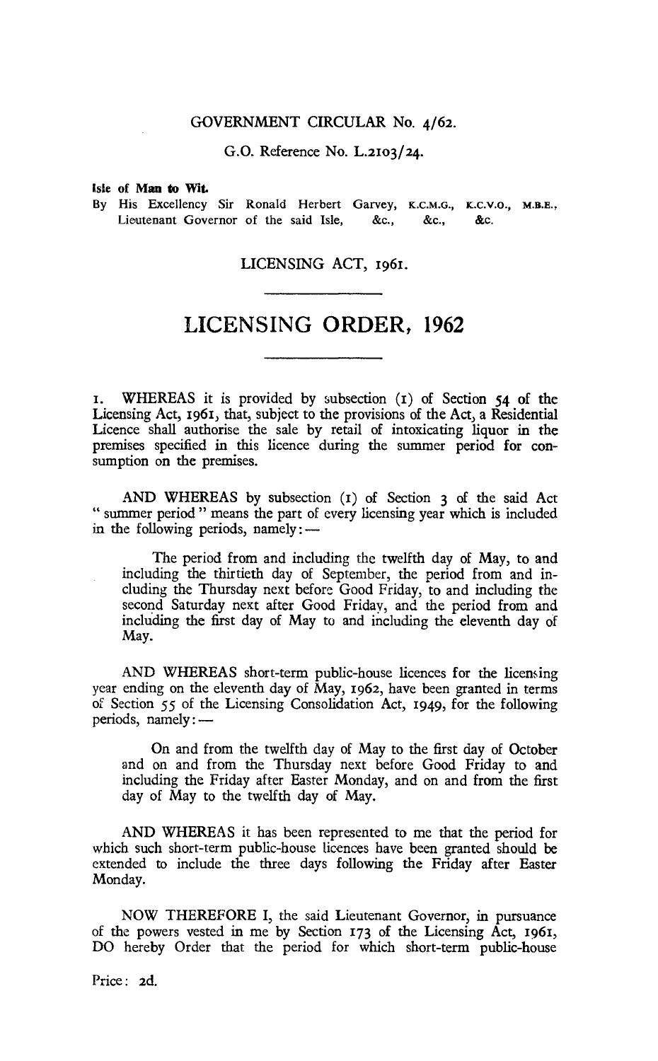GOVERNMENT CIRCULAR No. 4/62.

G.O. Reference No. L.2103/24.

**Isle of Man to Wit.**

By His Excellency Sir Ronald Herbert Garvey, K.C.M.G., K.C.V.O., M.B.E., Lieutenant Governor of the said Isle, &c., &c., &c.

LICENSING ACT, 1961.

# LICENSING ORDER, 1962

1. WHEREAS it is provided by subsection (1) of Section 54 of the Licensing Act, 1961, that, subject to the provisions of the Act, a Residential Licence shall authorise the sale by retail of intoxicating liquor in the premises specified in this licence during the summer period for consumption on the premises.

AND WHEREAS by subsection (1) of Section 3 of the said Act " summer period " means the part of every licensing year which is included in the following periods, namely:—

The period from and including the twelfth day of May, to and including the thirtieth day of September, the period from and including the Thursday next before Good Friday, to and including the second Saturday next after Good Friday, and the period from and including the first day of May to and including the eleventh day of May.

AND WHEREAS short-term public-house licences for the licensing year ending on the eleventh day of May, 1962, have been granted in terms of Section 55 of the Licensing Consolidation Act, 1949, for the following periods, namely:—

On and from the twelfth day of May to the first day of October and on and from the Thursday next before Good Friday to and including the Friday after Easter Monday, and on and from the first day of May to the twelfth day of May.

AND WHEREAS it has been represented to me that the period for which such short-term public-house licences have been granted should be extended to include the three days following the Friday after Easter Monday.

NOW THEREFORE I, the said Lieutenant Governor, in pursuance of the powers vested in me by Section 173 of the Licensing Act, 1961, DO hereby Order that the period for which short-term public-house

Price: 2d.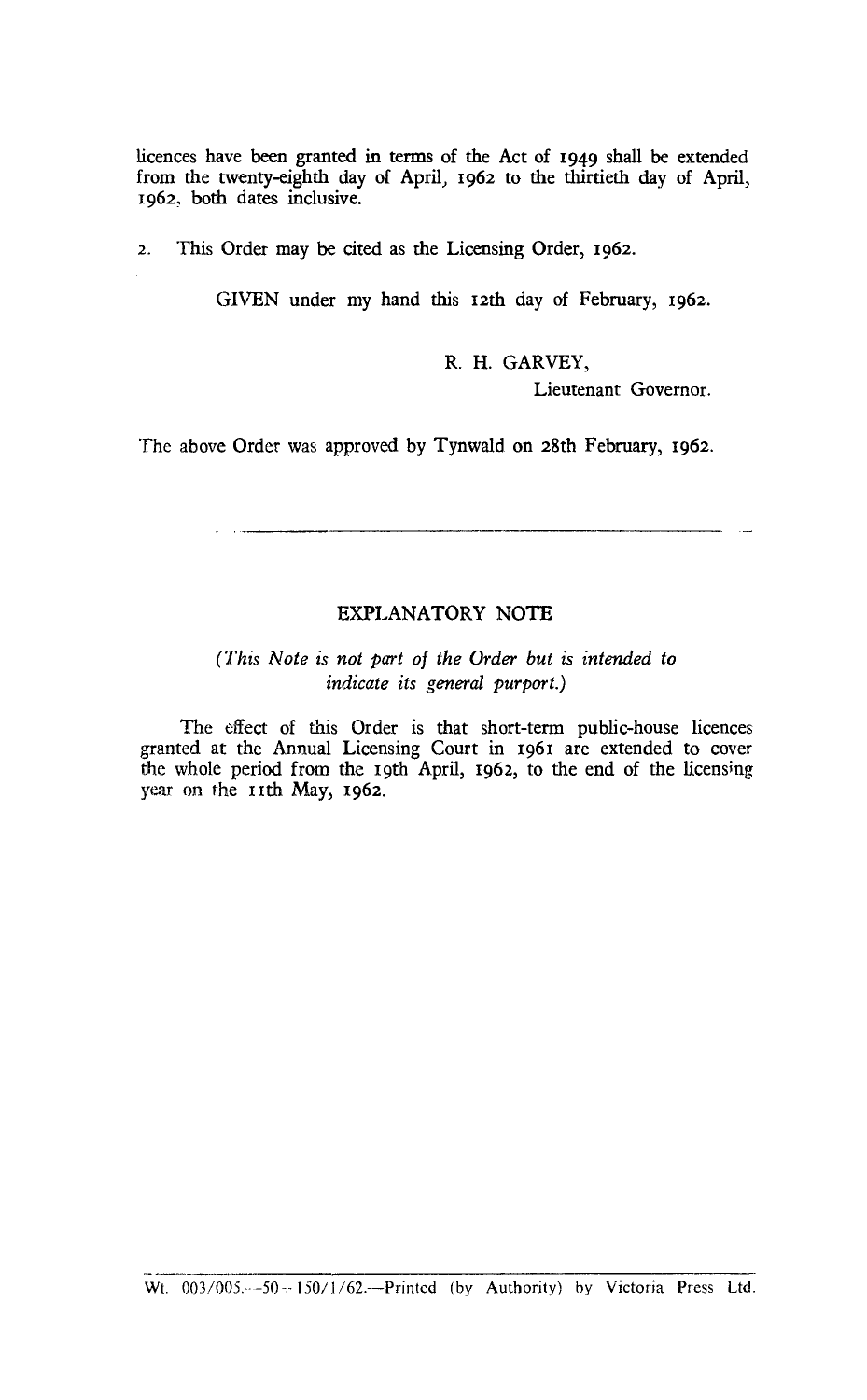licences have been granted in terms of the Act of 1949 shall be extended from the twenty-eighth day of April, 1962 to the thirtieth day of April, 1962, both dates inclusive.

2. This Order may be cited as the Licensing Order, 1962.

GIVEN under my hand this 12th day of February, 1962.

R. H. GARVEY,
Lieutenant Governor.

The above Order was approved by Tynwald on 28th February, 1962.

---

## EXPLANATORY NOTE

*(This Note is not part of the Order but is intended to indicate its general purport.)*

The effect of this Order is that short-term public-house licences granted at the Annual Licensing Court in 1961 are extended to cover the whole period from the 19th April, 1962, to the end of the licensing year on the 11th May, 1962.

Wt. 003/005.--50+150/1/62.—Printed (by Authority) by Victoria Press Ltd.